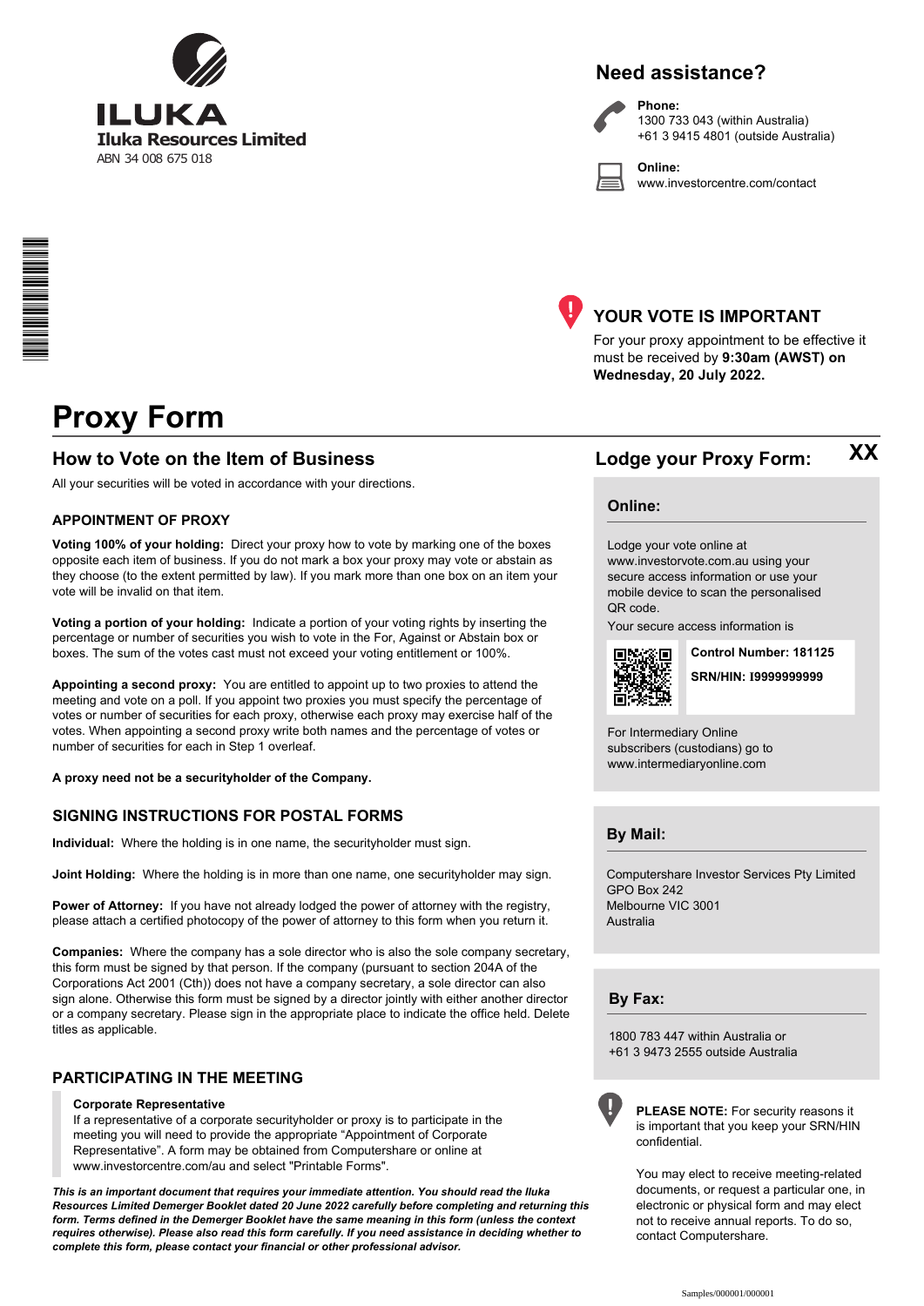**ILUKA**

**Iluka Resources Limited**

ABN 34 008 675 018

## Need assistance?

**Phone:**
1300 733 043 (within Australia)
+61 3 9415 4801 (outside Australia)

**Online:**
www.investorcentre.com/contact

## YOUR VOTE IS IMPORTANT

For your proxy appointment to be effective it must be received by **9:30am (AWST) on Wednesday, 20 July 2022.**

# Proxy Form

## How to Vote on the Item of Business

All your securities will be voted in accordance with your directions.

### APPOINTMENT OF PROXY

**Voting 100% of your holding:** Direct your proxy how to vote by marking one of the boxes opposite each item of business. If you do not mark a box your proxy may vote or abstain as they choose (to the extent permitted by law). If you mark more than one box on an item your vote will be invalid on that item.

**Voting a portion of your holding:** Indicate a portion of your voting rights by inserting the percentage or number of securities you wish to vote in the For, Against or Abstain box or boxes. The sum of the votes cast must not exceed your voting entitlement or 100%.

**Appointing a second proxy:** You are entitled to appoint up to two proxies to attend the meeting and vote on a poll. If you appoint two proxies you must specify the percentage of votes or number of securities for each proxy, otherwise each proxy may exercise half of the votes. When appointing a second proxy write both names and the percentage of votes or number of securities for each in Step 1 overleaf.

**A proxy need not be a securityholder of the Company.**

### SIGNING INSTRUCTIONS FOR POSTAL FORMS

**Individual:** Where the holding is in one name, the securityholder must sign.

**Joint Holding:** Where the holding is in more than one name, one securityholder may sign.

**Power of Attorney:** If you have not already lodged the power of attorney with the registry, please attach a certified photocopy of the power of attorney to this form when you return it.

**Companies:** Where the company has a sole director who is also the sole company secretary, this form must be signed by that person. If the company (pursuant to section 204A of the Corporations Act 2001 (Cth)) does not have a company secretary, a sole director can also sign alone. Otherwise this form must be signed by a director jointly with either another director or a company secretary. Please sign in the appropriate place to indicate the office held. Delete titles as applicable.

### PARTICIPATING IN THE MEETING

**Corporate Representative**
If a representative of a corporate securityholder or proxy is to participate in the meeting you will need to provide the appropriate "Appointment of Corporate Representative". A form may be obtained from Computershare or online at www.investorcentre.com/au and select "Printable Forms".

***This is an important document that requires your immediate attention. You should read the Iluka Resources Limited Demerger Booklet dated 20 June 2022 carefully before completing and returning this form. Terms defined in the Demerger Booklet have the same meaning in this form (unless the context requires otherwise). Please also read this form carefully. If you need assistance in deciding whether to complete this form, please contact your financial or other professional advisor.***

## Lodge your Proxy Form: XX

### Online:

Lodge your vote online at www.investorvote.com.au using your secure access information or use your mobile device to scan the personalised QR code.

Your secure access information is

**Control Number: 181125**

**SRN/HIN: I9999999999**

For Intermediary Online subscribers (custodians) go to www.intermediaryonline.com

### By Mail:

Computershare Investor Services Pty Limited
GPO Box 242
Melbourne VIC 3001
Australia

### By Fax:

1800 783 447 within Australia or
+61 3 9473 2555 outside Australia

**PLEASE NOTE:** For security reasons it is important that you keep your SRN/HIN confidential.

You may elect to receive meeting-related documents, or request a particular one, in electronic or physical form and may elect not to receive annual reports. To do so, contact Computershare.

Samples/000001/000001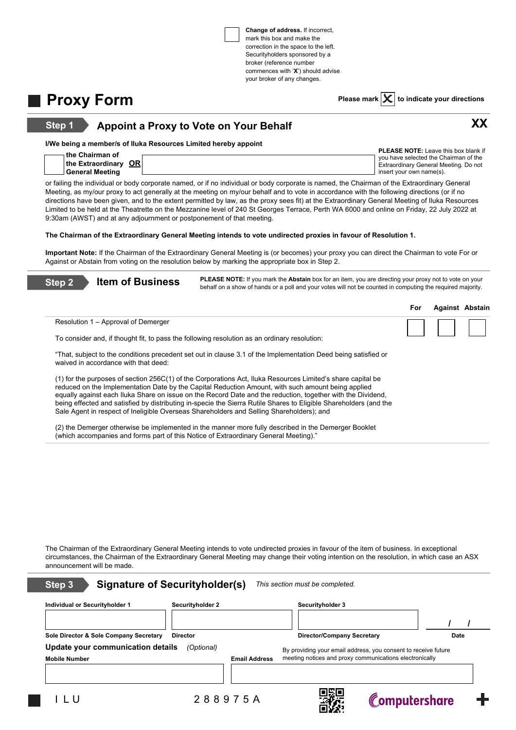☐ **Change of address.** If incorrect, mark this box and make the correction in the space to the left. Securityholders sponsored by a broker (reference number commences with '**X**') should advise your broker of any changes.

# Proxy Form

Please mark ☒ to indicate your directions

## Step 1 Appointment a Proxy to Vote on Your Behalf

**XX**

**I/We being a member/s of Iluka Resources Limited hereby appoint**

☐ **the Chairman of the Extraordinary General Meeting** **OR** ________________

**PLEASE NOTE:** Leave this box blank if you have selected the Chairman of the Extraordinary General Meeting. Do not insert your own name(s).

or failing the individual or body corporate named, or if no individual or body corporate is named, the Chairman of the Extraordinary General Meeting, as my/our proxy to act generally at the meeting on my/our behalf and to vote in accordance with the following directions (or if no directions have been given, and to the extent permitted by law, as the proxy sees fit) at the Extraordinary General Meeting of Iluka Resources Limited to be held at the Theatrette on the Mezzanine level of 240 St Georges Terrace, Perth WA 6000 and online on Friday, 22 July 2022 at 9:30am (AWST) and at any adjournment or postponement of that meeting.

**The Chairman of the Extraordinary General Meeting intends to vote undirected proxies in favour of Resolution 1.**

**Important Note:** If the Chairman of the Extraordinary General Meeting is (or becomes) your proxy you can direct the Chairman to vote For or Against or Abstain from voting on the resolution below by marking the appropriate box in Step 2.

## Step 2 Item of Business

**PLEASE NOTE:** If you mark the **Abstain** box for an item, you are directing your proxy not to vote on your behalf on a show of hands or a poll and your votes will not be counted in computing the required majority.

| | For | Against | Abstain |
|---|---|---|---|
| Resolution 1 – Approval of Demerger | ☐ | ☐ | ☐ |

To consider and, if thought fit, to pass the following resolution as an ordinary resolution:

"That, subject to the conditions precedent set out in clause 3.1 of the Implementation Deed being satisfied or waived in accordance with that deed:

(1) for the purposes of section 256C(1) of the Corporations Act, Iluka Resources Limited's share capital be reduced on the Implementation Date by the Capital Reduction Amount, with such amount being applied equally against each Iluka Share on issue on the Record Date and the reduction, together with the Dividend, being effected and satisfied by distributing in-specie the Sierra Rutile Shares to Eligible Shareholders (and the Sale Agent in respect of Ineligible Overseas Shareholders and Selling Shareholders); and

(2) the Demerger otherwise be implemented in the manner more fully described in the Demerger Booklet (which accompanies and forms part of this Notice of Extraordinary General Meeting)."

The Chairman of the Extraordinary General Meeting intends to vote undirected proxies in favour of the item of business. In exceptional circumstances, the Chairman of the Extraordinary General Meeting may change their voting intention on the resolution, in which case an ASX announcement will be made.

## Step 3 Signature of Securityholder(s)

*This section must be completed.*

| Individual or Securityholder 1 | Securityholder 2 | Securityholder 3 | |
|---|---|---|---|
| | | | / / |
| Sole Director & Sole Company Secretary | Director | Director/Company Secretary | Date |

**Update your communication details** *(Optional)*

By providing your email address, you consent to receive future meeting notices and proxy communications electronically

| Mobile Number | Email Address |
|---|---|
| | |

I L U 2 8 8 9 7 5 A

Computershare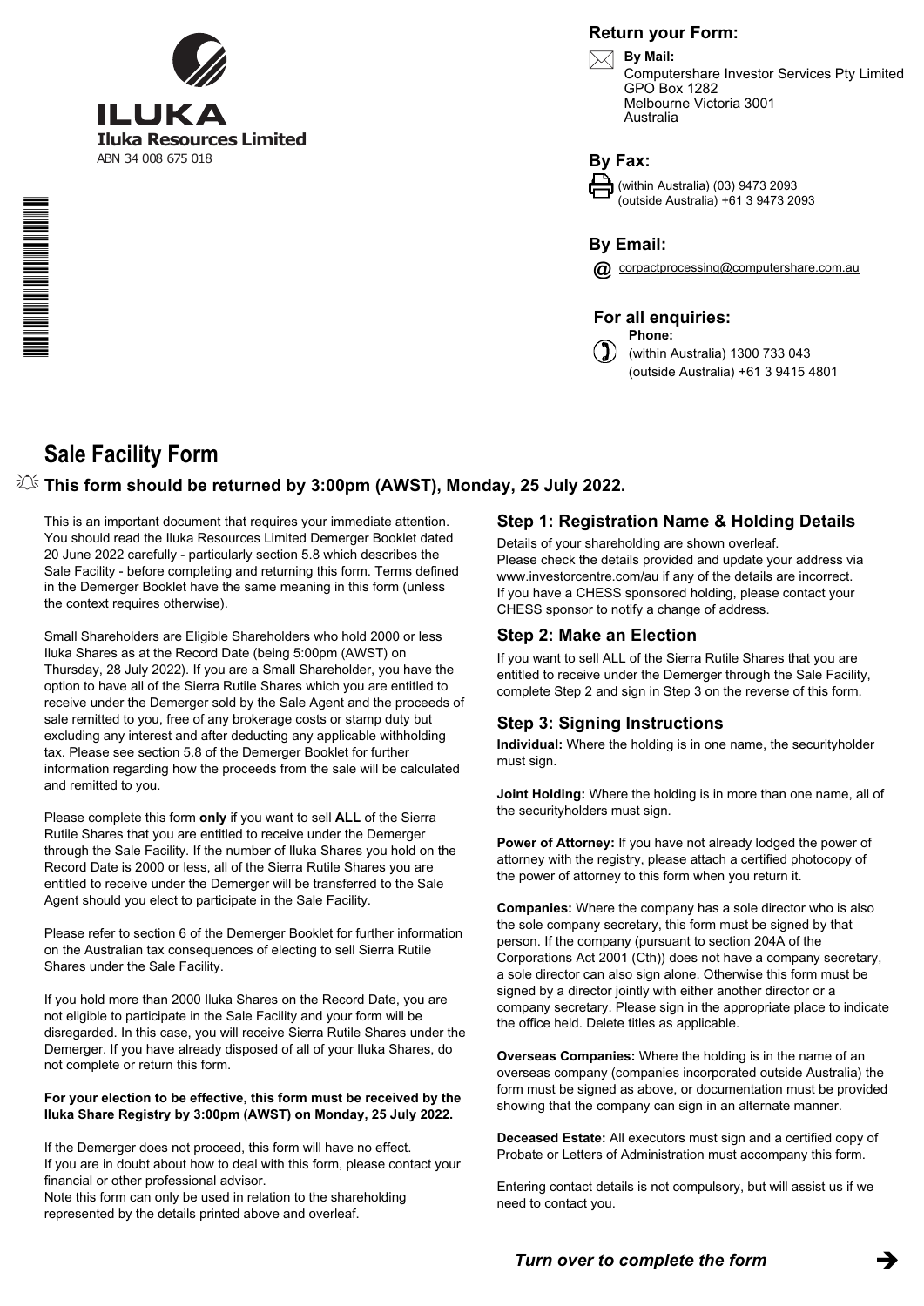**ILUKA**

**Iluka Resources Limited**

ABN 34 008 675 018

## Return your Form:

**By Mail:**
Computershare Investor Services Pty Limited
GPO Box 1282
Melbourne Victoria 3001
Australia

## By Fax:

(within Australia) (03) 9473 2093
(outside Australia) +61 3 9473 2093

## By Email:

corpactprocessing@computershare.com.au

## For all enquiries:

**Phone:**
(within Australia) 1300 733 043
(outside Australia) +61 3 9415 4801

# Sale Facility Form

### This form should be returned by 3:00pm (AWST), Monday, 25 July 2022.

This is an important document that requires your immediate attention. You should read the Iluka Resources Limited Demerger Booklet dated 20 June 2022 carefully - particularly section 5.8 which describes the Sale Facility - before completing and returning this form. Terms defined in the Demerger Booklet have the same meaning in this form (unless the context requires otherwise).

Small Shareholders are Eligible Shareholders who hold 2000 or less Iluka Shares as at the Record Date (being 5:00pm (AWST) on Thursday, 28 July 2022). If you are a Small Shareholder, you have the option to have all of the Sierra Rutile Shares which you are entitled to receive under the Demerger sold by the Sale Agent and the proceeds of sale remitted to you, free of any brokerage costs or stamp duty but excluding any interest and after deducting any applicable withholding tax. Please see section 5.8 of the Demerger Booklet for further information regarding how the proceeds from the sale will be calculated and remitted to you.

Please complete this form **only** if you want to sell **ALL** of the Sierra Rutile Shares that you are entitled to receive under the Demerger through the Sale Facility. If the number of Iluka Shares you hold on the Record Date is 2000 or less, all of the Sierra Rutile Shares you are entitled to receive under the Demerger will be transferred to the Sale Agent should you elect to participate in the Sale Facility.

Please refer to section 6 of the Demerger Booklet for further information on the Australian tax consequences of electing to sell Sierra Rutile Shares under the Sale Facility.

If you hold more than 2000 Iluka Shares on the Record Date, you are not eligible to participate in the Sale Facility and your form will be disregarded. In this case, you will receive Sierra Rutile Shares under the Demerger. If you have already disposed of all of your Iluka Shares, do not complete or return this form.

**For your election to be effective, this form must be received by the Iluka Share Registry by 3:00pm (AWST) on Monday, 25 July 2022.**

If the Demerger does not proceed, this form will have no effect.
If you are in doubt about how to deal with this form, please contact your financial or other professional advisor.
Note this form can only be used in relation to the shareholding represented by the details printed above and overleaf.

### Step 1: Registration Name & Holding Details

Details of your shareholding are shown overleaf.
Please check the details provided and update your address via www.investorcentre.com/au if any of the details are incorrect.
If you have a CHESS sponsored holding, please contact your CHESS sponsor to notify a change of address.

### Step 2: Make an Election

If you want to sell ALL of the Sierra Rutile Shares that you are entitled to receive under the Demerger through the Sale Facility, complete Step 2 and sign in Step 3 on the reverse of this form.

### Step 3: Signing Instructions

**Individual:** Where the holding is in one name, the securityholder must sign.

**Joint Holding:** Where the holding is in more than one name, all of the securityholders must sign.

**Power of Attorney:** If you have not already lodged the power of attorney with the registry, please attach a certified photocopy of the power of attorney to this form when you return it.

**Companies:** Where the company has a sole director who is also the sole company secretary, this form must be signed by that person. If the company (pursuant to section 204A of the Corporations Act 2001 (Cth)) does not have a company secretary, a sole director can also sign alone. Otherwise this form must be signed by a director jointly with either another director or a company secretary. Please sign in the appropriate place to indicate the office held. Delete titles as applicable.

**Overseas Companies:** Where the holding is in the name of an overseas company (companies incorporated outside Australia) the form must be signed as above, or documentation must be provided showing that the company can sign in an alternate manner.

**Deceased Estate:** All executors must sign and a certified copy of Probate or Letters of Administration must accompany this form.

Entering contact details is not compulsory, but will assist us if we need to contact you.

*Turn over to complete the form* ➔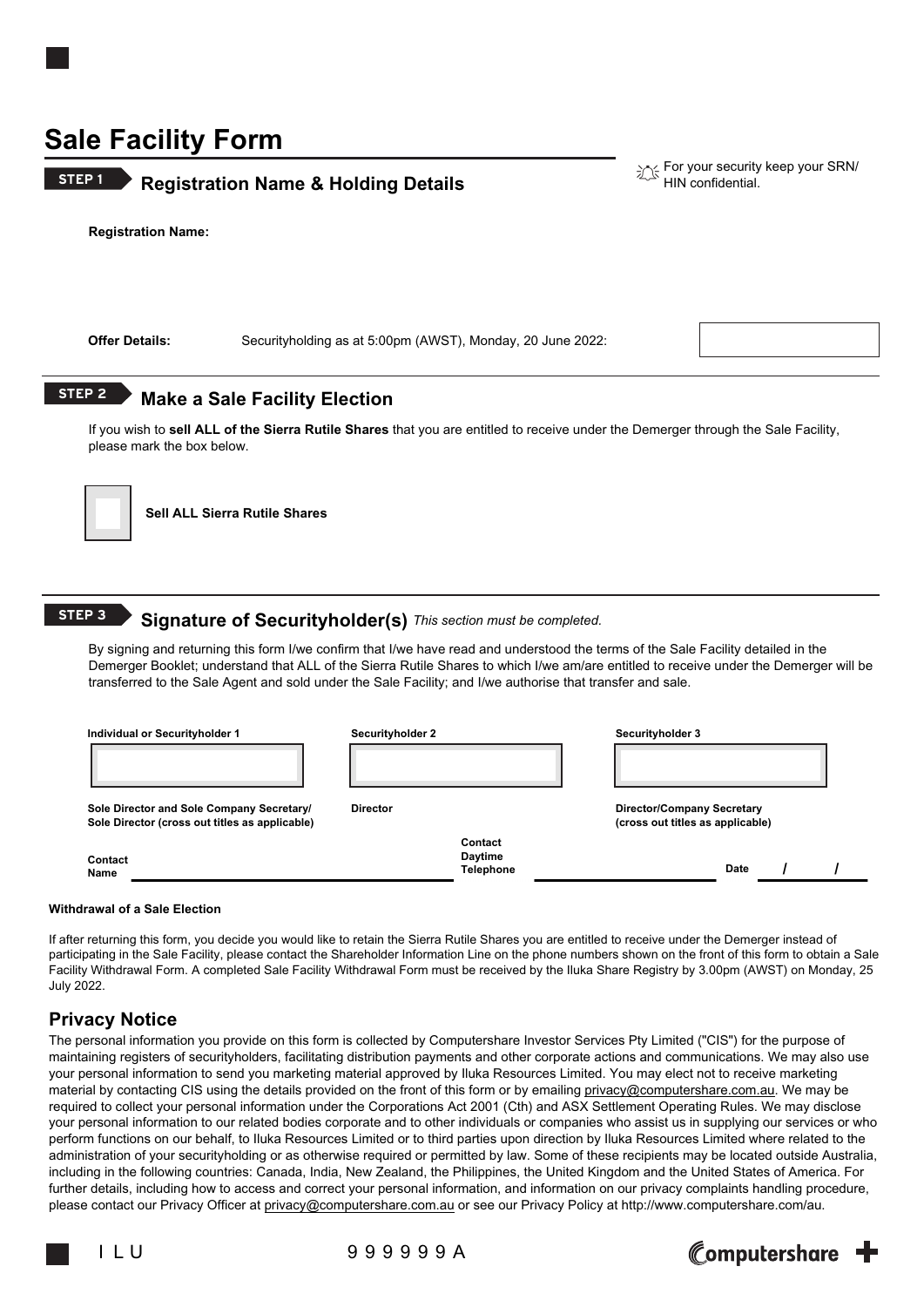# Sale Facility Form

## STEP 1 Registration Name & Holding Details

For your security keep your SRN/ HIN confidential.

**Registration Name:**

**Offer Details:** Securityholding as at 5:00pm (AWST), Monday, 20 June 2022:

## STEP 2 Make a Sale Facility Election

If you wish to **sell ALL of the Sierra Rutile Shares** that you are entitled to receive under the Demerger through the Sale Facility, please mark the box below.

☐ **Sell ALL Sierra Rutile Shares**

## STEP 3 Signature of Securityholder(s) *This section must be completed.*

By signing and returning this form I/we confirm that I/we have read and understood the terms of the Sale Facility detailed in the Demerger Booklet; understand that ALL of the Sierra Rutile Shares to which I/we am/are entitled to receive under the Demerger will be transferred to the Sale Agent and sold under the Sale Facility; and I/we authorise that transfer and sale.

| Individual or Securityholder 1 | Securityholder 2 | Securityholder 3 |
|---|---|---|
| | | |
| Sole Director and Sole Company Secretary/ Sole Director (cross out titles as applicable) | Director | Director/Company Secretary (cross out titles as applicable) |

Contact Name ____________________ Contact Daytime Telephone ____________________ Date ___ / ___ / ___

**Withdrawal of a Sale Election**

If after returning this form, you decide you would like to retain the Sierra Rutile Shares you are entitled to receive under the Demerger instead of participating in the Sale Facility, please contact the Shareholder Information Line on the phone numbers shown on the front of this form to obtain a Sale Facility Withdrawal Form. A completed Sale Facility Withdrawal Form must be received by the Iluka Share Registry by 3.00pm (AWST) on Monday, 25 July 2022.

## Privacy Notice

The personal information you provide on this form is collected by Computershare Investor Services Pty Limited ("CIS") for the purpose of maintaining registers of securityholders, facilitating distribution payments and other corporate actions and communications. We may also use your personal information to send you marketing material approved by Iluka Resources Limited. You may elect not to receive marketing material by contacting CIS using the details provided on the front of this form or by emailing privacy@computershare.com.au. We may be required to collect your personal information under the Corporations Act 2001 (Cth) and ASX Settlement Operating Rules. We may disclose your personal information to our related bodies corporate and to other individuals or companies who assist us in supplying our services or who perform functions on our behalf, to Iluka Resources Limited or to third parties upon direction by Iluka Resources Limited where related to the administration of your securityholding or as otherwise required or permitted by law. Some of these recipients may be located outside Australia, including in the following countries: Canada, India, New Zealand, the Philippines, the United Kingdom and the United States of America. For further details, including how to access and correct your personal information, and information on our privacy complaints handling procedure, please contact our Privacy Officer at privacy@computershare.com.au or see our Privacy Policy at http://www.computershare.com/au.

ILU 999999A

Computershare